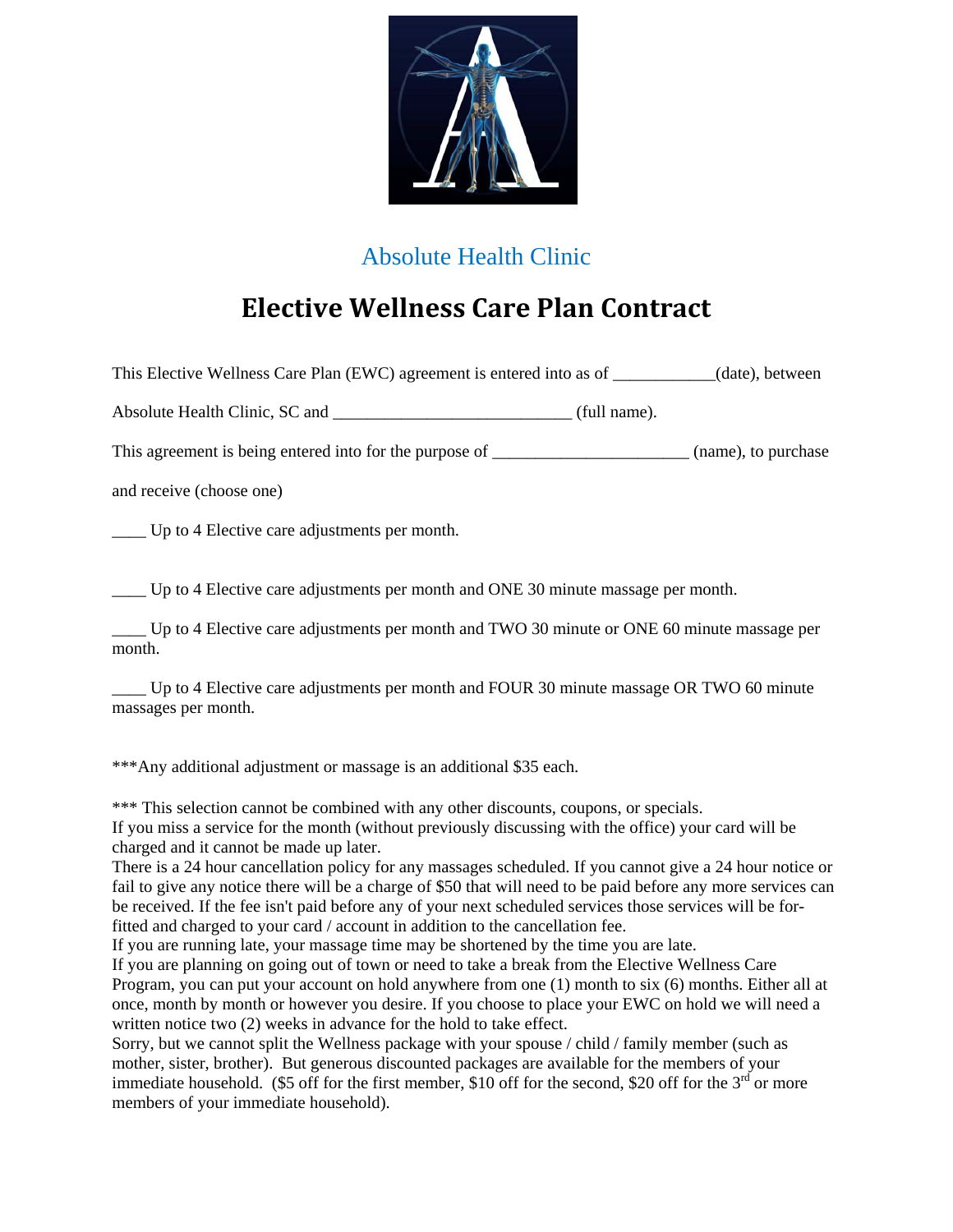Absolute Health Clinic

# Elective Wellness Care Plan Contract

This Elective Wellness Care Plan (EWC) agreement is entered into as of ____________(date), between

Absolute Health Clinic, SC and ____________________________ (full name).

This agreement is being entered into for the purpose of _______________________ (name), to purchase and receive (choose one)

____ Up to 4 Elective care adjustments per month.

____ Up to 4 Elective care adjustments per month and ONE 30 minute massage per month.

____ Up to 4 Elective care adjustments per month and TWO 30 minute or ONE 60 minute massage per month.

____ Up to 4 Elective care adjustments per month and FOUR 30 minute massage OR TWO 60 minute massages per month.

***Any additional adjustment or massage is an additional $35 each.

*** This selection cannot be combined with any other discounts, coupons, or specials.
If you miss a service for the month (without previously discussing with the office) your card will be charged and it cannot be made up later.
There is a 24 hour cancellation policy for any massages scheduled. If you cannot give a 24 hour notice or fail to give any notice there will be a charge of $50 that will need to be paid before any more services can be received. If the fee isn't paid before any of your next scheduled services those services will be for-fitted and charged to your card / account in addition to the cancellation fee.
If you are running late, your massage time may be shortened by the time you are late.
If you are planning on going out of town or need to take a break from the Elective Wellness Care Program, you can put your account on hold anywhere from one (1) month to six (6) months. Either all at once, month by month or however you desire. If you choose to place your EWC on hold we will need a written notice two (2) weeks in advance for the hold to take effect.
Sorry, but we cannot split the Wellness package with your spouse / child / family member (such as mother, sister, brother). But generous discounted packages are available for the members of your immediate household. ($5 off for the first member, $10 off for the second, $20 off for the 3rd or more members of your immediate household).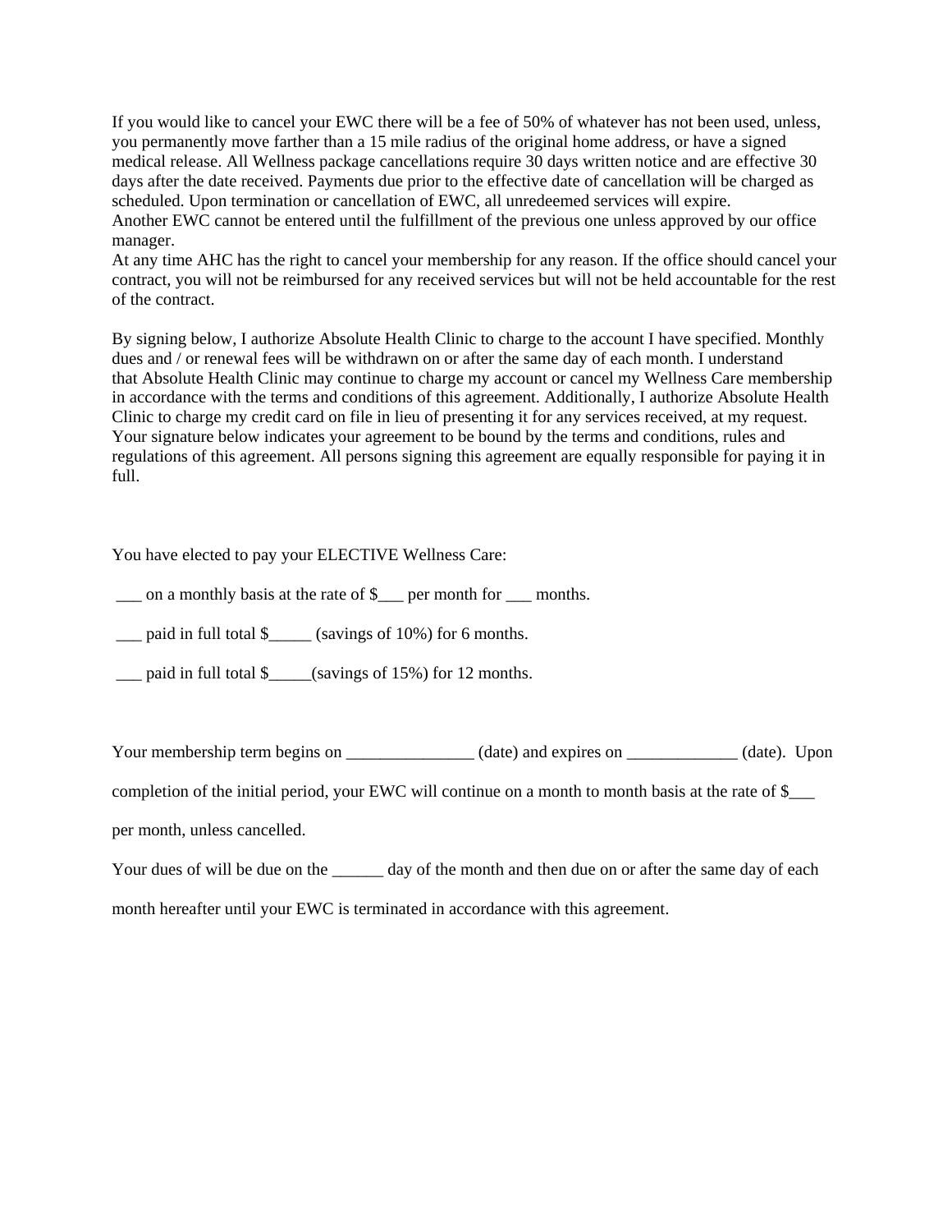If you would like to cancel your EWC there will be a fee of 50% of whatever has not been used, unless, you permanently move farther than a 15 mile radius of the original home address, or have a signed medical release. All Wellness package cancellations require 30 days written notice and are effective 30 days after the date received. Payments due prior to the effective date of cancellation will be charged as scheduled. Upon termination or cancellation of EWC, all unredeemed services will expire.
Another EWC cannot be entered until the fulfillment of the previous one unless approved by our office manager.
At any time AHC has the right to cancel your membership for any reason. If the office should cancel your contract, you will not be reimbursed for any received services but will not be held accountable for the rest of the contract.

By signing below, I authorize Absolute Health Clinic to charge to the account I have specified. Monthly dues and / or renewal fees will be withdrawn on or after the same day of each month. I understand that Absolute Health Clinic may continue to charge my account or cancel my Wellness Care membership in accordance with the terms and conditions of this agreement. Additionally, I authorize Absolute Health Clinic to charge my credit card on file in lieu of presenting it for any services received, at my request. Your signature below indicates your agreement to be bound by the terms and conditions, rules and regulations of this agreement. All persons signing this agreement are equally responsible for paying it in full.

You have elected to pay your ELECTIVE Wellness Care:

___ on a monthly basis at the rate of $___ per month for ___ months.

___ paid in full total $_____ (savings of 10%) for 6 months.

___ paid in full total $_____(savings of 15%) for 12 months.

Your membership term begins on _______________ (date) and expires on _____________ (date). Upon completion of the initial period, your EWC will continue on a month to month basis at the rate of $___ per month, unless cancelled.

Your dues of will be due on the ______ day of the month and then due on or after the same day of each month hereafter until your EWC is terminated in accordance with this agreement.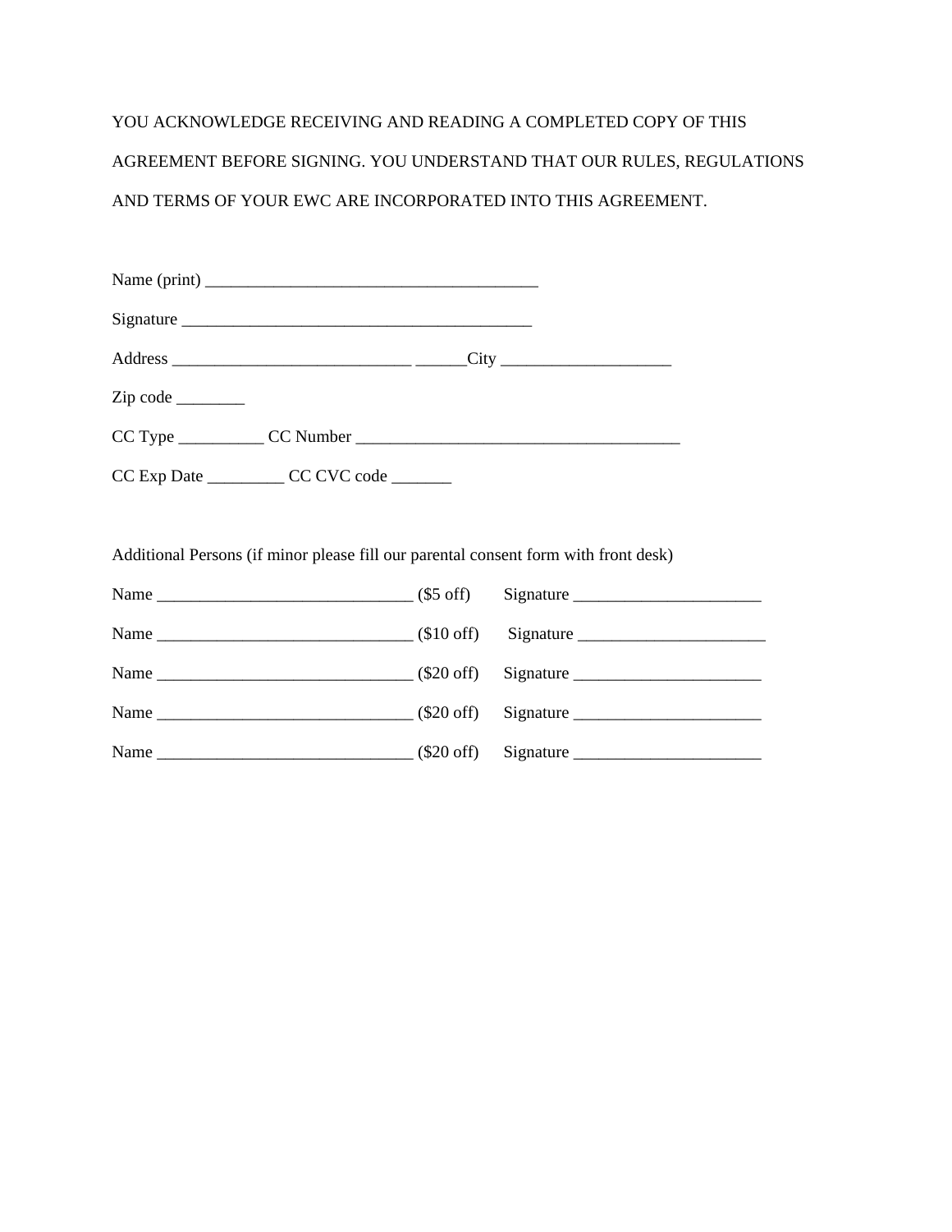YOU ACKNOWLEDGE RECEIVING AND READING A COMPLETED COPY OF THIS AGREEMENT BEFORE SIGNING. YOU UNDERSTAND THAT OUR RULES, REGULATIONS AND TERMS OF YOUR EWC ARE INCORPORATED INTO THIS AGREEMENT.

Name (print) ________________________________________

Signature __________________________________________

Address ____________________________ ______City ____________________

Zip code ________

CC Type __________ CC Number ______________________________________

CC Exp Date _________ CC CVC code _______

Additional Persons (if minor please fill our parental consent form with front desk)

Name ______________________________ ($5 off) Signature ______________________

Name ______________________________ ($10 off) Signature ______________________

Name ______________________________ ($20 off) Signature ______________________

Name ______________________________ ($20 off) Signature ______________________

Name ______________________________ ($20 off) Signature ______________________